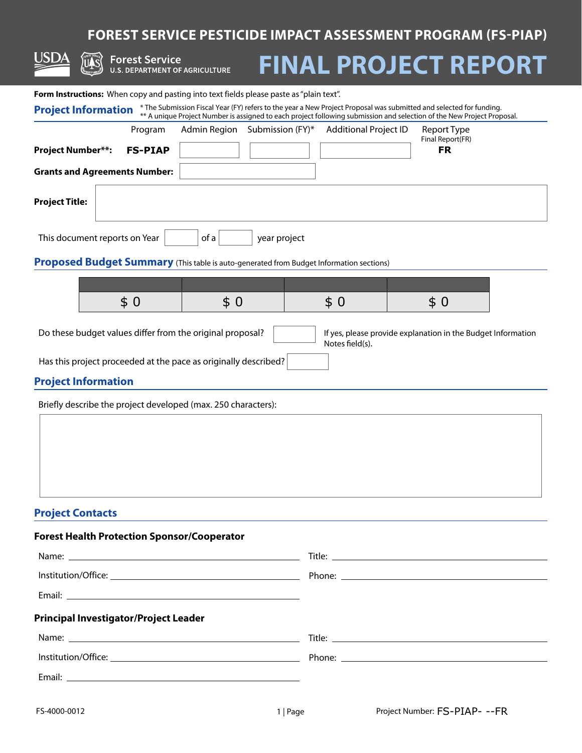# FOREST SERVICE PESTICIDE IMPACT ASSESSMENT PROGRAM (FS-PIAP)

USDA Forest Service U.S. DEPARTMENT OF AGRICULTURE

# FINAL PROJECT REPORT

**Form Instructions:** When copy and pasting into text fields please paste as "plain text".

## Project Information

\* The Submission Fiscal Year (FY) refers to the year a New Project Proposal was submitted and selected for funding.
\*\* A unique Project Number is assigned to each project following submission and selection of the New Project Proposal.

| | Program | Admin Region | Submission (FY)* | Additional Project ID | Report Type Final Report(FR) |
|---|---|---|---|---|---|
| **Project Number\*\*:** | **FS-PIAP** | | | | **FR** |

**Grants and Agreements Number:**

**Project Title:**

This document reports on Year ____ of a ____ year project

## Proposed Budget Summary (This table is auto-generated from Budget Information sections)

| | | | |
|---|---|---|---|
| $ 0 | $ 0 | $ 0 | $ 0 |

Do these budget values differ from the original proposal? ____ If yes, please provide explanation in the Budget Information Notes field(s).

Has this project proceeded at the pace as originally described? ____

## Project Information

Briefly describe the project developed (max. 250 characters):

## Project Contacts

### Forest Health Protection Sponsor/Cooperator

Name: ____ Title: ____

Institution/Office: ____ Phone: ____

Email: ____

### Principal Investigator/Project Leader

Name: ____ Title: ____

Institution/Office: ____ Phone: ____

Email: ____

FS-4000-0012

Project Number: FS-PIAP- --FR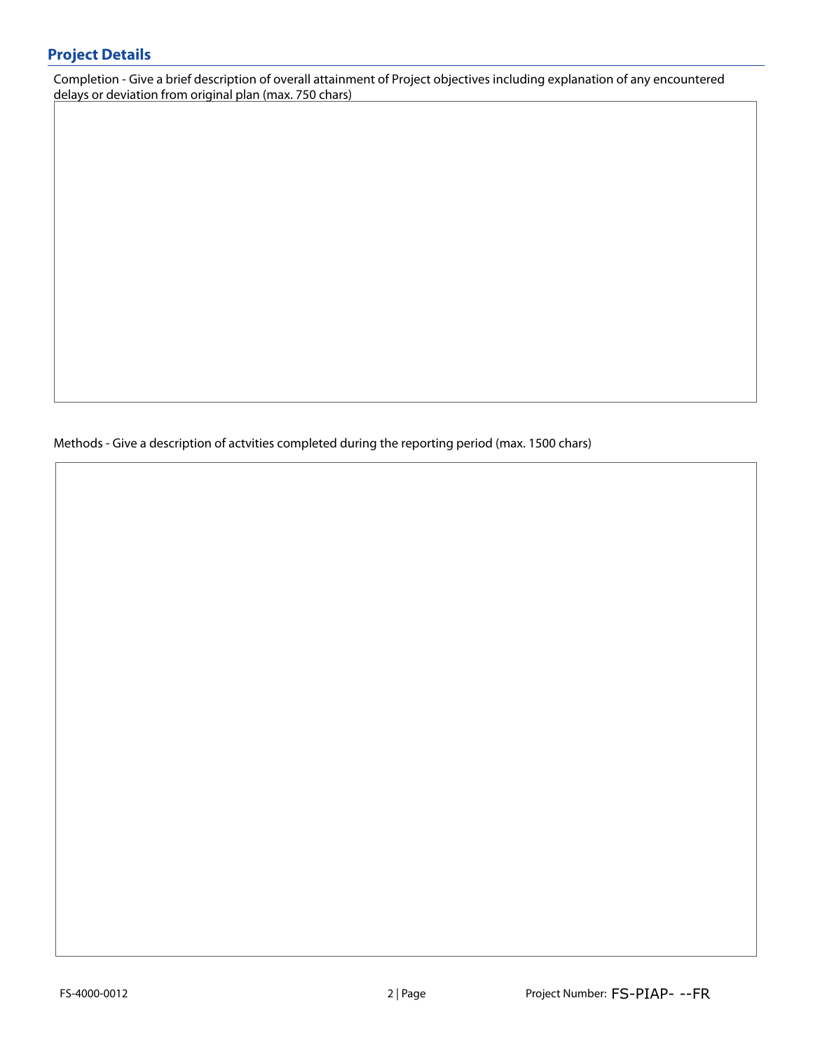## Project Details

Completion - Give a brief description of overall attainment of Project objectives including explanation of any encountered delays or deviation from original plan (max. 750 chars)

Methods - Give a description of actvities completed during the reporting period (max. 1500 chars)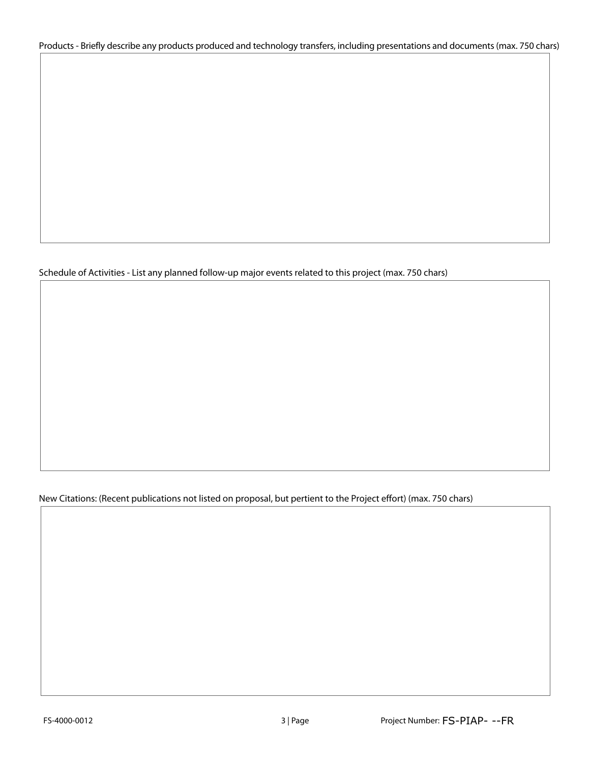Products - Briefly describe any products produced and technology transfers, including presentations and documents (max. 750 chars)

Schedule of Activities - List any planned follow-up major events related to this project (max. 750 chars)

New Citations: (Recent publications not listed on proposal, but pertient to the Project effort) (max. 750 chars)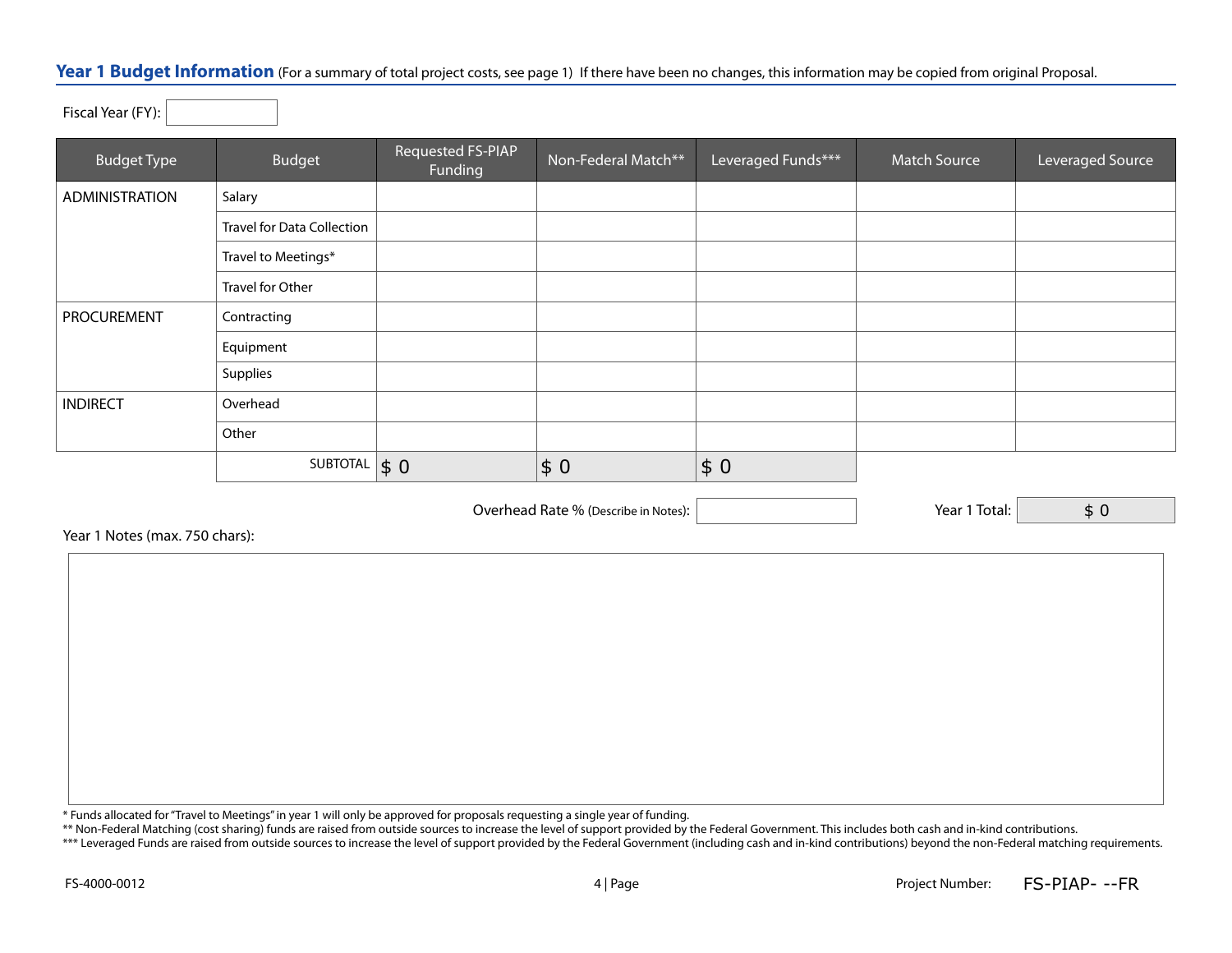## Year 1 Budget Information (For a summary of total project costs, see page 1) If there have been no changes, this information may be copied from original Proposal.

Fiscal Year (FY):

| Budget Type | Budget | Requested FS-PIAP Funding | Non-Federal Match** | Leveraged Funds*** | Match Source | Leveraged Source |
|---|---|---|---|---|---|---|
| ADMINISTRATION | Salary | | | | | |
| | Travel for Data Collection | | | | | |
| | Travel to Meetings* | | | | | |
| | Travel for Other | | | | | |
| PROCUREMENT | Contracting | | | | | |
| | Equipment | | | | | |
| | Supplies | | | | | |
| INDIRECT | Overhead | | | | | |
| | Other | | | | | |
| | SUBTOTAL | $ 0 | $ 0 | $ 0 | | |

Overhead Rate % (Describe in Notes):

Year 1 Total: $ 0

Year 1 Notes (max. 750 chars):

* Funds allocated for "Travel to Meetings" in year 1 will only be approved for proposals requesting a single year of funding.
** Non-Federal Matching (cost sharing) funds are raised from outside sources to increase the level of support provided by the Federal Government. This includes both cash and in-kind contributions.
*** Leveraged Funds are raised from outside sources to increase the level of support provided by the Federal Government (including cash and in-kind contributions) beyond the non-Federal matching requirements.

FS-4000-0012

Project Number: FS-PIAP- --FR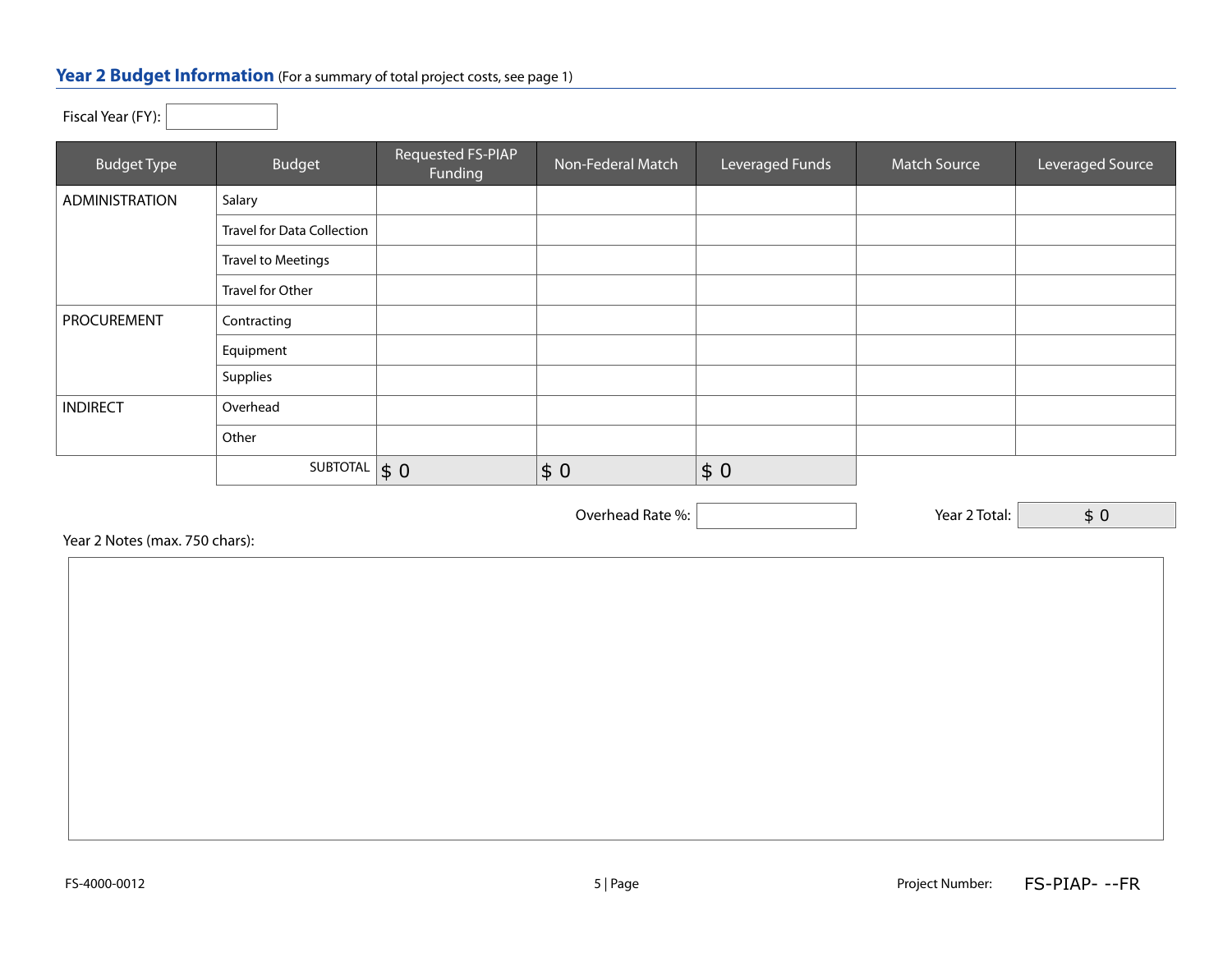## Year 2 Budget Information (For a summary of total project costs, see page 1)

Fiscal Year (FY):

| Budget Type | Budget | Requested FS-PIAP Funding | Non-Federal Match | Leveraged Funds | Match Source | Leveraged Source |
|---|---|---|---|---|---|---|
| ADMINISTRATION | Salary | | | | | |
| | Travel for Data Collection | | | | | |
| | Travel to Meetings | | | | | |
| | Travel for Other | | | | | |
| PROCUREMENT | Contracting | | | | | |
| | Equipment | | | | | |
| | Supplies | | | | | |
| INDIRECT | Overhead | | | | | |
| | Other | | | | | |
| | SUBTOTAL | $ 0 | $ 0 | $ 0 | | |

Overhead Rate %:

Year 2 Total: $ 0

Year 2 Notes (max. 750 chars):

FS-4000-0012

Project Number: FS-PIAP- --FR